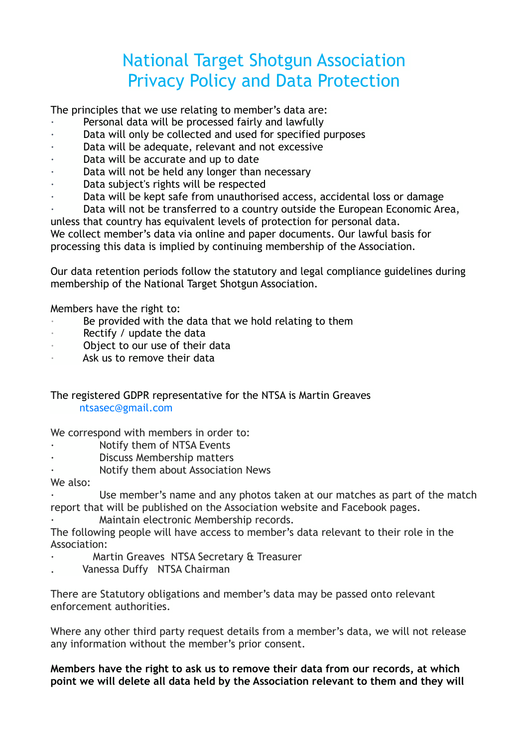# National Target Shotgun Association
# Privacy Policy and Data Protection

The principles that we use relating to member's data are:

- Personal data will be processed fairly and lawfully
- Data will only be collected and used for specified purposes
- Data will be adequate, relevant and not excessive
- Data will be accurate and up to date
- Data will not be held any longer than necessary
- Data subject's rights will be respected
- Data will be kept safe from unauthorised access, accidental loss or damage
- Data will not be transferred to a country outside the European Economic Area, unless that country has equivalent levels of protection for personal data.

We collect member's data via online and paper documents. Our lawful basis for processing this data is implied by continuing membership of the Association.

Our data retention periods follow the statutory and legal compliance guidelines during membership of the National Target Shotgun Association.

Members have the right to:

- Be provided with the data that we hold relating to them
- Rectify / update the data
- Object to our use of their data
- Ask us to remove their data

The registered GDPR representative for the NTSA is Martin Greaves
ntsasec@gmail.com

We correspond with members in order to:

- Notify them of NTSA Events
- Discuss Membership matters
- Notify them about Association News

We also:

- Use member's name and any photos taken at our matches as part of the match report that will be published on the Association website and Facebook pages.
- Maintain electronic Membership records.

The following people will have access to member's data relevant to their role in the Association:

- Martin Greaves NTSA Secretary & Treasurer
- Vanessa Duffy NTSA Chairman

There are Statutory obligations and member's data may be passed onto relevant enforcement authorities.

Where any other third party request details from a member's data, we will not release any information without the member's prior consent.

**Members have the right to ask us to remove their data from our records, at which point we will delete all data held by the Association relevant to them and they will**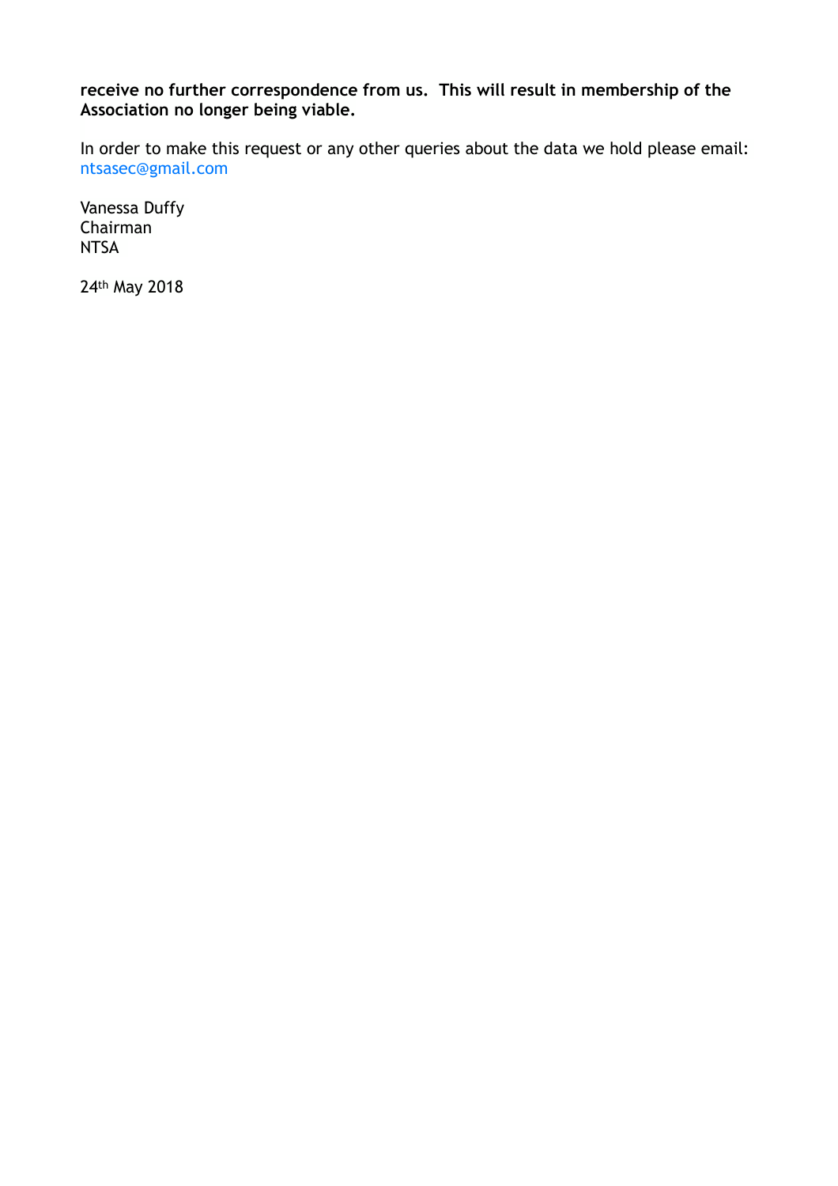**receive no further correspondence from us.  This will result in membership of the Association no longer being viable.**

In order to make this request or any other queries about the data we hold please email: ntsasec@gmail.com

Vanessa Duffy
Chairman
NTSA

24th May 2018